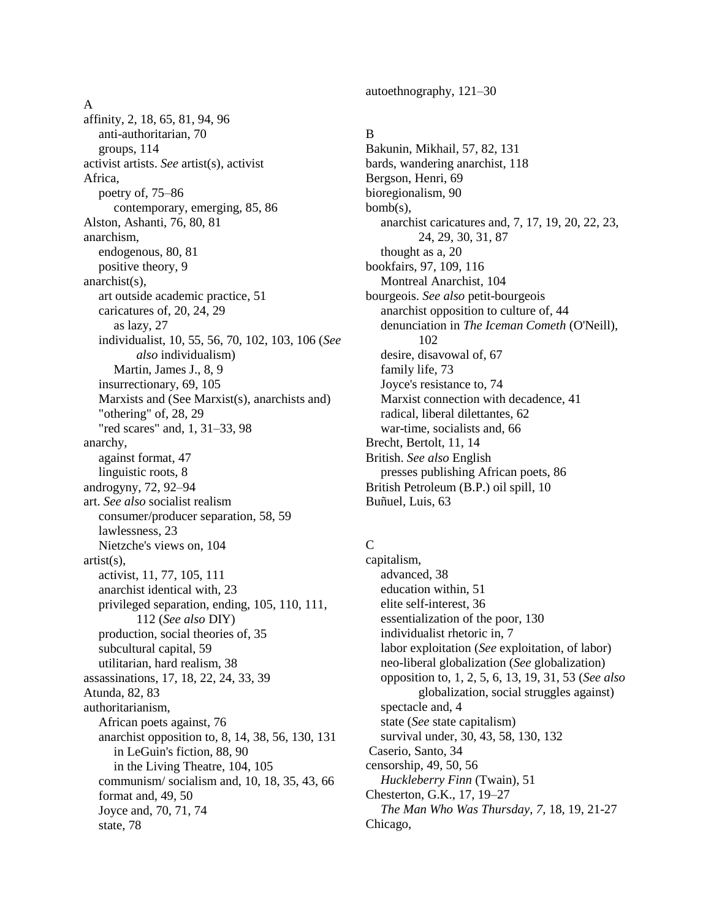A

affinity, 2, 18, 65, 81, 94, 96
  anti-authoritarian, 70
  groups, 114
activist artists. *See* artist(s), activist
Africa,
  poetry of, 75–86
    contemporary, emerging, 85, 86
Alston, Ashanti, 76, 80, 81
anarchism,
  endogenous, 80, 81
  positive theory, 9
anarchist(s),
  art outside academic practice, 51
  caricatures of, 20, 24, 29
    as lazy, 27
  individualist, 10, 55, 56, 70, 102, 103, 106 (*See also* individualism)
    Martin, James J., 8, 9
  insurrectionary, 69, 105
  Marxists and (See Marxist(s), anarchists and)
  "othering" of, 28, 29
  "red scares" and, 1, 31–33, 98
anarchy,
  against format, 47
  linguistic roots, 8
androgyny, 72, 92–94
art. *See also* socialist realism
  consumer/producer separation, 58, 59
  lawlessness, 23
  Nietzche's views on, 104
artist(s),
  activist, 11, 77, 105, 111
  anarchist identical with, 23
  privileged separation, ending, 105, 110, 111, 112 (*See also* DIY)
  production, social theories of, 35
  subcultural capital, 59
  utilitarian, hard realism, 38
assassinations, 17, 18, 22, 24, 33, 39
Atunda, 82, 83
authoritarianism,
  African poets against, 76
  anarchist opposition to, 8, 14, 38, 56, 130, 131
    in LeGuin's fiction, 88, 90
    in the Living Theatre, 104, 105
  communism/ socialism and, 10, 18, 35, 43, 66
  format and, 49, 50
  Joyce and, 70, 71, 74
  state, 78
autoethnography, 121–30

B

Bakunin, Mikhail, 57, 82, 131
bards, wandering anarchist, 118
Bergson, Henri, 69
bioregionalism, 90
bomb(s),
  anarchist caricatures and, 7, 17, 19, 20, 22, 23, 24, 29, 30, 31, 87
  thought as a, 20
bookfairs, 97, 109, 116
  Montreal Anarchist, 104
bourgeois. *See also* petit-bourgeois
  anarchist opposition to culture of, 44
  denunciation in *The Iceman Cometh* (O'Neill), 102
  desire, disavowal of, 67
  family life, 73
  Joyce's resistance to, 74
  Marxist connection with decadence, 41
  radical, liberal dilettantes, 62
  war-time, socialists and, 66
Brecht, Bertolt, 11, 14
British. *See also* English
  presses publishing African poets, 86
British Petroleum (B.P.) oil spill, 10
Buñuel, Luis, 63

C

capitalism,
  advanced, 38
  education within, 51
  elite self-interest, 36
  essentialization of the poor, 130
  individualist rhetoric in, 7
  labor exploitation (*See* exploitation, of labor)
  neo-liberal globalization (*See* globalization)
  opposition to, 1, 2, 5, 6, 13, 19, 31, 53 (*See also* globalization, social struggles against)
  spectacle and, 4
  state (*See* state capitalism)
  survival under, 30, 43, 58, 130, 132
Caserio, Santo, 34
censorship, 49, 50, 56
  *Huckleberry Finn* (Twain), 51
Chesterton, G.K., 17, 19–27
  *The Man Who Was Thursday, 7,* 18, 19, 21-27
Chicago,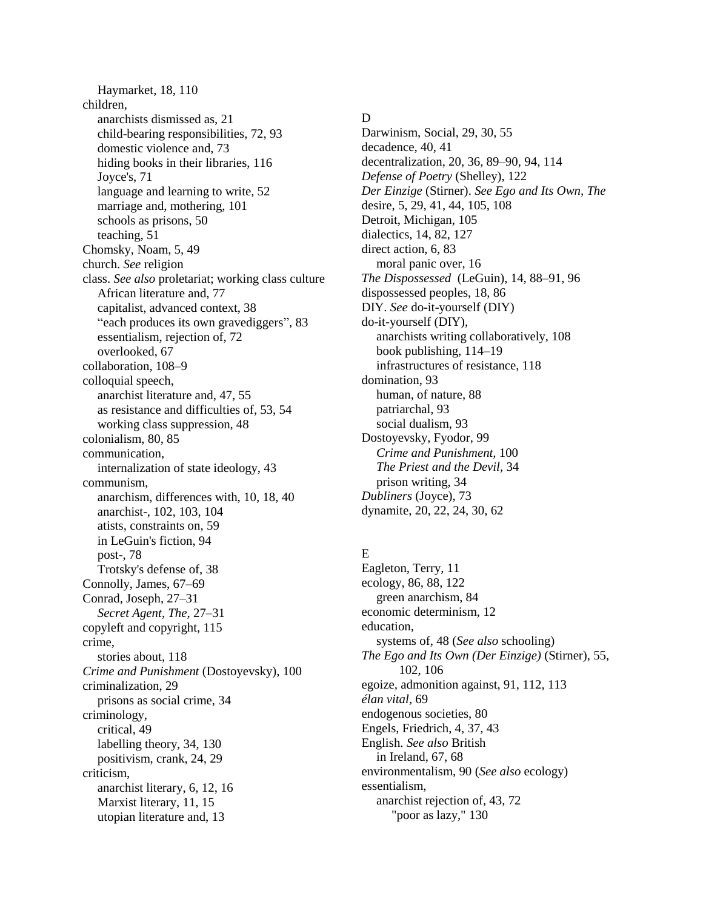Haymarket, 18, 110

children,
- anarchists dismissed as, 21
- child-bearing responsibilities, 72, 93
- domestic violence and, 73
- hiding books in their libraries, 116
- Joyce's, 71
- language and learning to write, 52
- marriage and, mothering, 101
- schools as prisons, 50
- teaching, 51

Chomsky, Noam, 5, 49

church. *See* religion

class. *See also* proletariat; working class culture
- African literature and, 77
- capitalist, advanced context, 38
- "each produces its own gravediggers", 83
- essentialism, rejection of, 72
- overlooked, 67

collaboration, 108–9

colloquial speech,
- anarchist literature and, 47, 55
- as resistance and difficulties of, 53, 54
- working class suppression, 48

colonialism, 80, 85

communication,
- internalization of state ideology, 43

communism,
- anarchism, differences with, 10, 18, 40
- anarchist-, 102, 103, 104
- atists, constraints on, 59
- in LeGuin's fiction, 94
- post-, 78
- Trotsky's defense of, 38

Connolly, James, 67–69

Conrad, Joseph, 27–31
- *Secret Agent, The,* 27–31

copyleft and copyright, 115

crime,
- stories about, 118

*Crime and Punishment* (Dostoyevsky), 100

criminalization, 29
- prisons as social crime, 34

criminology,
- critical, 49
- labelling theory, 34, 130
- positivism, crank, 24, 29

criticism,
- anarchist literary, 6, 12, 16
- Marxist literary, 11, 15
- utopian literature and, 13

D

Darwinism, Social, 29, 30, 55

decadence, 40, 41

decentralization, 20, 36, 89–90, 94, 114

*Defense of Poetry* (Shelley), 122

*Der Einzige* (Stirner). *See Ego and Its Own, The*

desire, 5, 29, 41, 44, 105, 108

Detroit, Michigan, 105

dialectics, 14, 82, 127

direct action, 6, 83
- moral panic over, 16

*The Dispossessed* (LeGuin), 14, 88–91, 96

dispossessed peoples, 18, 86

DIY. *See* do-it-yourself (DIY)

do-it-yourself (DIY),
- anarchists writing collaboratively, 108
- book publishing, 114–19
- infrastructures of resistance, 118

domination, 93
- human, of nature, 88
- patriarchal, 93
- social dualism, 93

Dostoyevsky, Fyodor, 99
- *Crime and Punishment,* 100
- *The Priest and the Devil,* 34
- prison writing, 34

*Dubliners* (Joyce), 73

dynamite, 20, 22, 24, 30, 62

E

Eagleton, Terry, 11

ecology, 86, 88, 122
- green anarchism, 84

economic determinism, 12

education,
- systems of, 48 (*See also* schooling)

*The Ego and Its Own (Der Einzige)* (Stirner), 55, 102, 106

egoize, admonition against, 91, 112, 113

*élan vital*, 69

endogenous societies, 80

Engels, Friedrich, 4, 37, 43

English. *See also* British
- in Ireland, 67, 68

environmentalism, 90 (*See also* ecology)

essentialism,
- anarchist rejection of, 43, 72
  - "poor as lazy," 130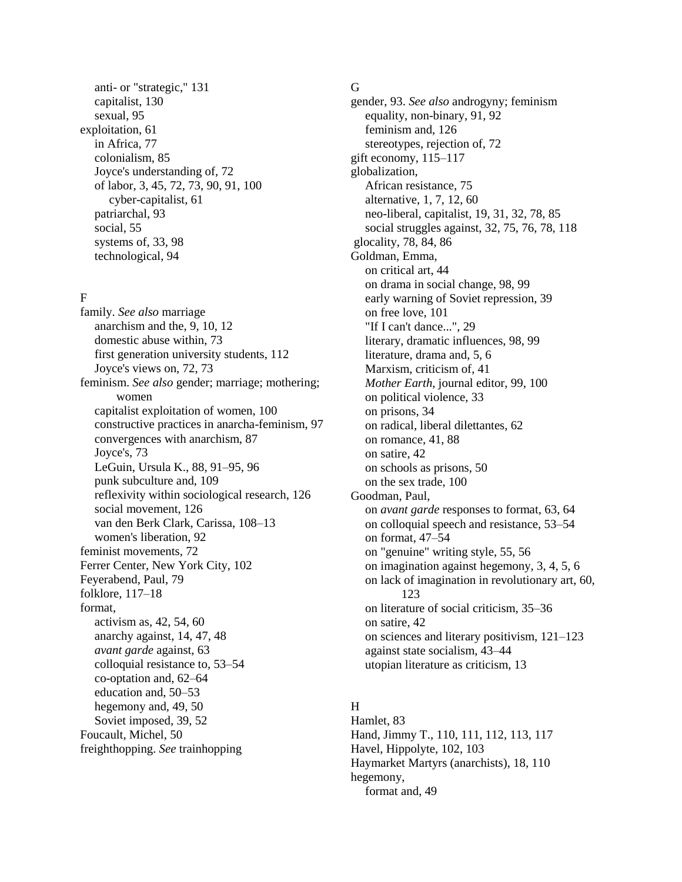anti- or "strategic," 131
capitalist, 130
sexual, 95

exploitation, 61
in Africa, 77
colonialism, 85
Joyce's understanding of, 72
of labor, 3, 45, 72, 73, 90, 91, 100
cyber-capitalist, 61
patriarchal, 93
social, 55
systems of, 33, 98
technological, 94

F

family. *See also* marriage
anarchism and the, 9, 10, 12
domestic abuse within, 73
first generation university students, 112
Joyce's views on, 72, 73

feminism. *See also* gender; marriage; mothering; women
capitalist exploitation of women, 100
constructive practices in anarcha-feminism, 97
convergences with anarchism, 87
Joyce's, 73
LeGuin, Ursula K., 88, 91–95, 96
punk subculture and, 109
reflexivity within sociological research, 126
social movement, 126
van den Berk Clark, Carissa, 108–13
women's liberation, 92

feminist movements, 72
Ferrer Center, New York City, 102
Feyerabend, Paul, 79
folklore, 117–18
format,
activism as, 42, 54, 60
anarchy against, 14, 47, 48
*avant garde* against, 63
colloquial resistance to, 53–54
co-optation and, 62–64
education and, 50–53
hegemony and, 49, 50
Soviet imposed, 39, 52
Foucault, Michel, 50
freighthopping. *See* trainhopping

G

gender, 93. *See also* androgyny; feminism
equality, non-binary, 91, 92
feminism and, 126
stereotypes, rejection of, 72
gift economy, 115–117
globalization,
African resistance, 75
alternative, 1, 7, 12, 60
neo-liberal, capitalist, 19, 31, 32, 78, 85
social struggles against, 32, 75, 76, 78, 118
glocality, 78, 84, 86
Goldman, Emma,
on critical art, 44
on drama in social change, 98, 99
early warning of Soviet repression, 39
on free love, 101
"If I can't dance...", 29
literary, dramatic influences, 98, 99
literature, drama and, 5, 6
Marxism, criticism of, 41
*Mother Earth*, journal editor, 99, 100
on political violence, 33
on prisons, 34
on radical, liberal dilettantes, 62
on romance, 41, 88
on satire, 42
on schools as prisons, 50
on the sex trade, 100
Goodman, Paul,
on *avant garde* responses to format, 63, 64
on colloquial speech and resistance, 53–54
on format, 47–54
on "genuine" writing style, 55, 56
on imagination against hegemony, 3, 4, 5, 6
on lack of imagination in revolutionary art, 60, 123
on literature of social criticism, 35–36
on satire, 42
on sciences and literary positivism, 121–123
against state socialism, 43–44
utopian literature as criticism, 13

H

Hamlet, 83
Hand, Jimmy T., 110, 111, 112, 113, 117
Havel, Hippolyte, 102, 103
Haymarket Martyrs (anarchists), 18, 110
hegemony,
format and, 49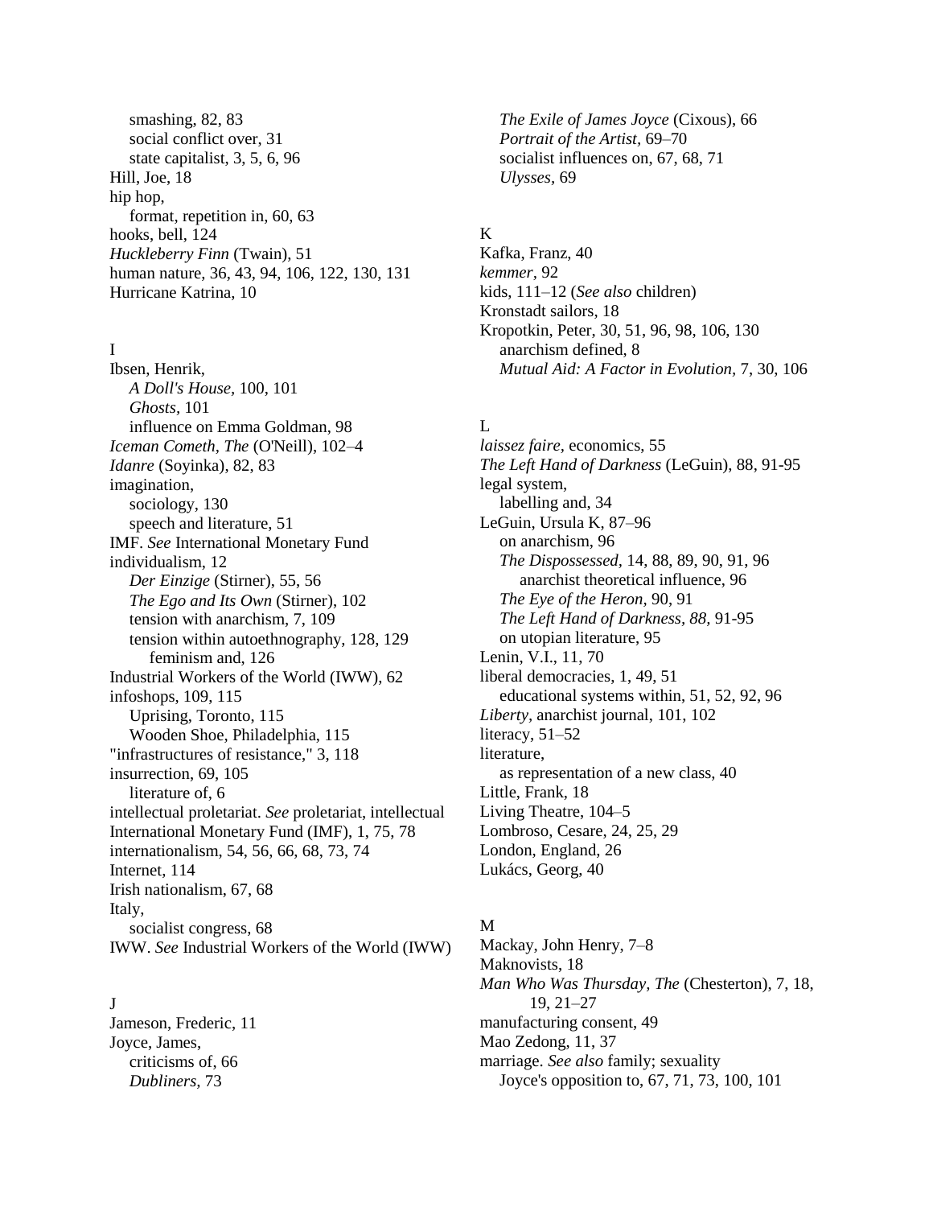smashing, 82, 83
social conflict over, 31
state capitalist, 3, 5, 6, 96
Hill, Joe, 18
hip hop,
format, repetition in, 60, 63
hooks, bell, 124
*Huckleberry Finn* (Twain), 51
human nature, 36, 43, 94, 106, 122, 130, 131
Hurricane Katrina, 10

I

Ibsen, Henrik,
*A Doll's House*, 100, 101
*Ghosts*, 101
influence on Emma Goldman, 98
*Iceman Cometh, The* (O'Neill), 102–4
*Idanre* (Soyinka), 82, 83
imagination,
sociology, 130
speech and literature, 51
IMF. *See* International Monetary Fund
individualism, 12
*Der Einzige* (Stirner), 55, 56
*The Ego and Its Own* (Stirner), 102
tension with anarchism, 7, 109
tension within autoethnography, 128, 129
feminism and, 126
Industrial Workers of the World (IWW), 62
infoshops, 109, 115
Uprising, Toronto, 115
Wooden Shoe, Philadelphia, 115
"infrastructures of resistance," 3, 118
insurrection, 69, 105
literature of, 6
intellectual proletariat. *See* proletariat, intellectual
International Monetary Fund (IMF), 1, 75, 78
internationalism, 54, 56, 66, 68, 73, 74
Internet, 114
Irish nationalism, 67, 68
Italy,
socialist congress, 68
IWW. *See* Industrial Workers of the World (IWW)

J

Jameson, Frederic, 11
Joyce, James,
criticisms of, 66
*Dubliners*, 73
*The Exile of James Joyce* (Cixous), 66
*Portrait of the Artist*, 69–70
socialist influences on, 67, 68, 71
*Ulysses*, 69

K

Kafka, Franz, 40
*kemmer*, 92
kids, 111–12 (*See also* children)
Kronstadt sailors, 18
Kropotkin, Peter, 30, 51, 96, 98, 106, 130
anarchism defined, 8
*Mutual Aid: A Factor in Evolution*, 7, 30, 106

L

*laissez faire*, economics, 55
*The Left Hand of Darkness* (LeGuin), 88, 91-95
legal system,
labelling and, 34
LeGuin, Ursula K, 87–96
on anarchism, 96
*The Dispossessed*, 14, 88, 89, 90, 91, 96
anarchist theoretical influence, 96
*The Eye of the Heron*, 90, 91
*The Left Hand of Darkness*, *88*, 91-95
on utopian literature, 95
Lenin, V.I., 11, 70
liberal democracies, 1, 49, 51
educational systems within, 51, 52, 92, 96
*Liberty*, anarchist journal, 101, 102
literacy, 51–52
literature,
as representation of a new class, 40
Little, Frank, 18
Living Theatre, 104–5
Lombroso, Cesare, 24, 25, 29
London, England, 26
Lukács, Georg, 40

M

Mackay, John Henry, 7–8
Maknovists, 18
*Man Who Was Thursday, The* (Chesterton), 7, 18, 19, 21–27
manufacturing consent, 49
Mao Zedong, 11, 37
marriage. *See also* family; sexuality
Joyce's opposition to, 67, 71, 73, 100, 101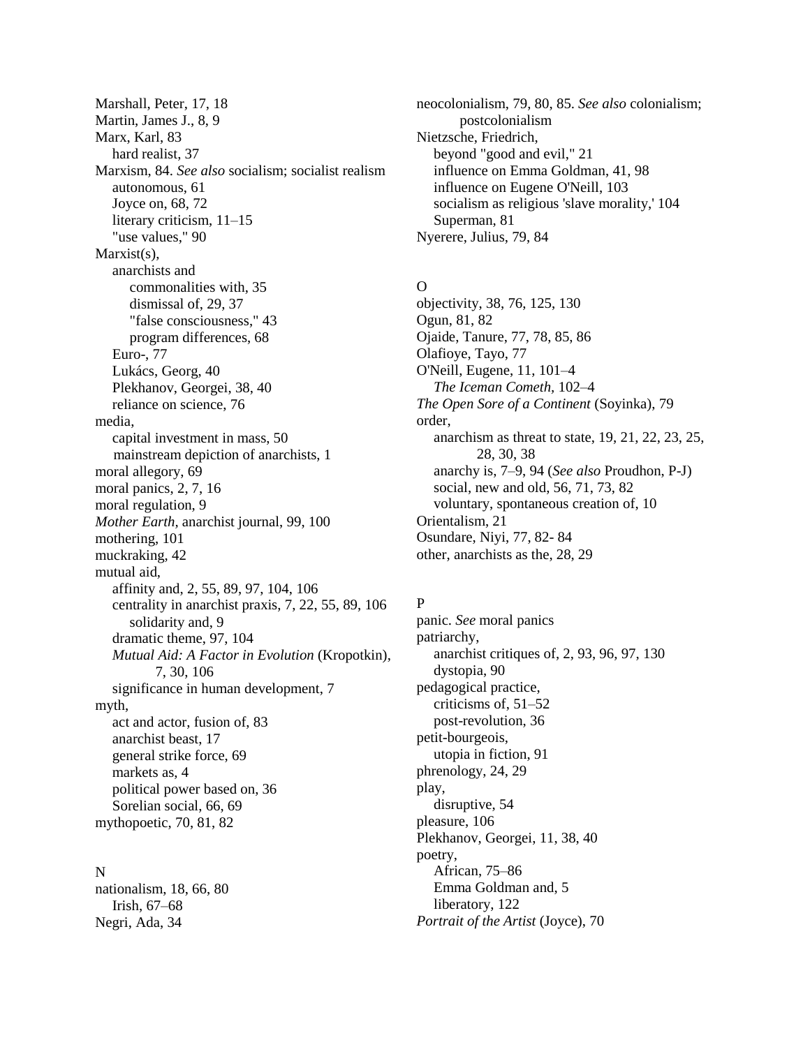Marshall, Peter, 17, 18
Martin, James J., 8, 9
Marx, Karl, 83
  hard realist, 37
Marxism, 84. *See also* socialism; socialist realism
  autonomous, 61
  Joyce on, 68, 72
  literary criticism, 11–15
  "use values," 90
Marxist(s),
  anarchists and
    commonalities with, 35
    dismissal of, 29, 37
    "false consciousness," 43
    program differences, 68
  Euro-, 77
  Lukács, Georg, 40
  Plekhanov, Georgei, 38, 40
  reliance on science, 76
media,
  capital investment in mass, 50
  mainstream depiction of anarchists, 1
moral allegory, 69
moral panics, 2, 7, 16
moral regulation, 9
*Mother Earth*, anarchist journal, 99, 100
mothering, 101
muckraking, 42
mutual aid,
  affinity and, 2, 55, 89, 97, 104, 106
  centrality in anarchist praxis, 7, 22, 55, 89, 106
    solidarity and, 9
  dramatic theme, 97, 104
  *Mutual Aid: A Factor in Evolution* (Kropotkin), 7, 30, 106
  significance in human development, 7
myth,
  act and actor, fusion of, 83
  anarchist beast, 17
  general strike force, 69
  markets as, 4
  political power based on, 36
  Sorelian social, 66, 69
mythopoetic, 70, 81, 82

N
nationalism, 18, 66, 80
  Irish, 67–68
Negri, Ada, 34
neocolonialism, 79, 80, 85. *See also* colonialism; postcolonialism
Nietzsche, Friedrich,
  beyond "good and evil," 21
  influence on Emma Goldman, 41, 98
  influence on Eugene O'Neill, 103
  socialism as religious 'slave morality,' 104
  Superman, 81
Nyerere, Julius, 79, 84

O
objectivity, 38, 76, 125, 130
Ogun, 81, 82
Ojaide, Tanure, 77, 78, 85, 86
Olafioye, Tayo, 77
O'Neill, Eugene, 11, 101–4
  *The Iceman Cometh*, 102–4
*The Open Sore of a Continent* (Soyinka), 79
order,
  anarchism as threat to state, 19, 21, 22, 23, 25, 28, 30, 38
  anarchy is, 7–9, 94 (*See also* Proudhon, P-J)
  social, new and old, 56, 71, 73, 82
  voluntary, spontaneous creation of, 10
Orientalism, 21
Osundare, Niyi, 77, 82- 84
other, anarchists as the, 28, 29

P
panic. *See* moral panics
patriarchy,
  anarchist critiques of, 2, 93, 96, 97, 130
  dystopia, 90
pedagogical practice,
  criticisms of, 51–52
  post-revolution, 36
petit-bourgeois,
  utopia in fiction, 91
phrenology, 24, 29
play,
  disruptive, 54
pleasure, 106
Plekhanov, Georgei, 11, 38, 40
poetry,
  African, 75–86
  Emma Goldman and, 5
  liberatory, 122
*Portrait of the Artist* (Joyce), 70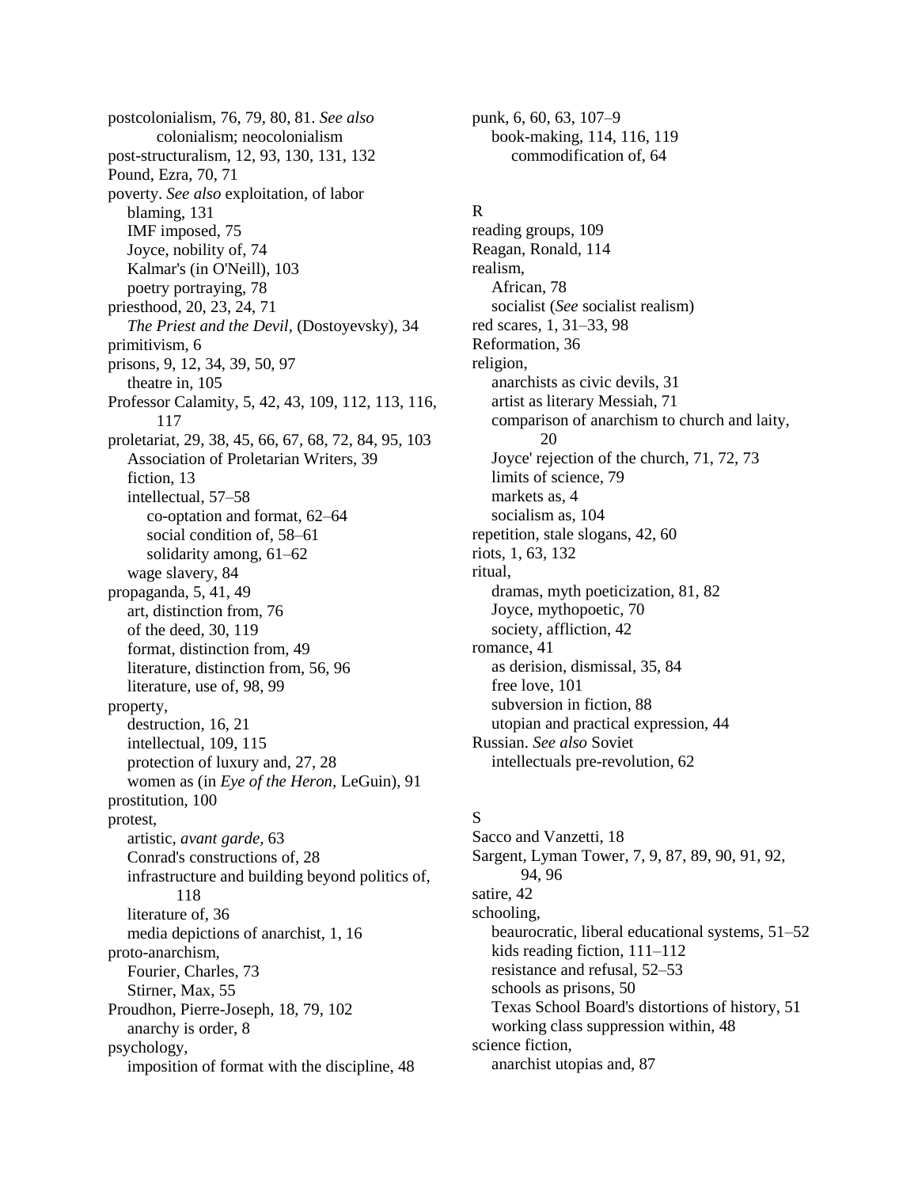postcolonialism, 76, 79, 80, 81. *See also* colonialism; neocolonialism
post-structuralism, 12, 93, 130, 131, 132
Pound, Ezra, 70, 71
poverty. *See also* exploitation, of labor
  blaming, 131
  IMF imposed, 75
  Joyce, nobility of, 74
  Kalmar's (in O'Neill), 103
  poetry portraying, 78
priesthood, 20, 23, 24, 71
  *The Priest and the Devil*, (Dostoyevsky), 34
primitivism, 6
prisons, 9, 12, 34, 39, 50, 97
  theatre in, 105
Professor Calamity, 5, 42, 43, 109, 112, 113, 116, 117
proletariat, 29, 38, 45, 66, 67, 68, 72, 84, 95, 103
  Association of Proletarian Writers, 39
  fiction, 13
  intellectual, 57–58
    co-optation and format, 62–64
    social condition of, 58–61
    solidarity among, 61–62
  wage slavery, 84
propaganda, 5, 41, 49
  art, distinction from, 76
  of the deed, 30, 119
  format, distinction from, 49
  literature, distinction from, 56, 96
  literature, use of, 98, 99
property,
  destruction, 16, 21
  intellectual, 109, 115
  protection of luxury and, 27, 28
  women as (in *Eye of the Heron*, LeGuin), 91
prostitution, 100
protest,
  artistic, *avant garde*, 63
  Conrad's constructions of, 28
  infrastructure and building beyond politics of, 118
  literature of, 36
  media depictions of anarchist, 1, 16
proto-anarchism,
  Fourier, Charles, 73
  Stirner, Max, 55
Proudhon, Pierre-Joseph, 18, 79, 102
  anarchy is order, 8
psychology,
  imposition of format with the discipline, 48
punk, 6, 60, 63, 107–9
  book-making, 114, 116, 119
    commodification of, 64

R

reading groups, 109
Reagan, Ronald, 114
realism,
  African, 78
  socialist (*See* socialist realism)
red scares, 1, 31–33, 98
Reformation, 36
religion,
  anarchists as civic devils, 31
  artist as literary Messiah, 71
  comparison of anarchism to church and laity, 20
  Joyce' rejection of the church, 71, 72, 73
  limits of science, 79
  markets as, 4
  socialism as, 104
repetition, stale slogans, 42, 60
riots, 1, 63, 132
ritual,
  dramas, myth poeticization, 81, 82
  Joyce, mythopoetic, 70
  society, affliction, 42
romance, 41
  as derision, dismissal, 35, 84
  free love, 101
  subversion in fiction, 88
  utopian and practical expression, 44
Russian. *See also* Soviet
  intellectuals pre-revolution, 62

S

Sacco and Vanzetti, 18
Sargent, Lyman Tower, 7, 9, 87, 89, 90, 91, 92, 94, 96
satire, 42
schooling,
  beaurocratic, liberal educational systems, 51–52
  kids reading fiction, 111–112
  resistance and refusal, 52–53
  schools as prisons, 50
  Texas School Board's distortions of history, 51
  working class suppression within, 48
science fiction,
  anarchist utopias and, 87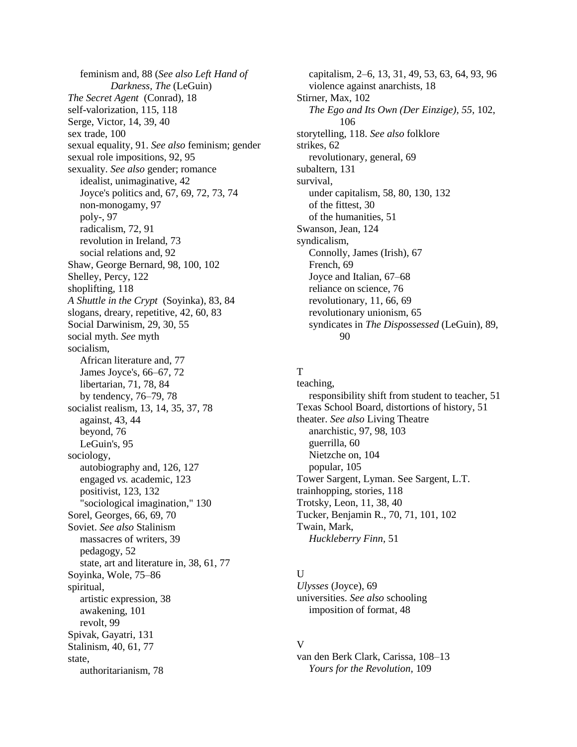feminism and, 88 (*See also Left Hand of Darkness, The* (LeGuin)
*The Secret Agent* (Conrad), 18
self-valorization, 115, 118
Serge, Victor, 14, 39, 40
sex trade, 100
sexual equality, 91. *See also* feminism; gender
sexual role impositions, 92, 95
sexuality. *See also* gender; romance
  idealist, unimaginative, 42
  Joyce's politics and, 67, 69, 72, 73, 74
  non-monogamy, 97
  poly-, 97
  radicalism, 72, 91
  revolution in Ireland, 73
  social relations and, 92
Shaw, George Bernard, 98, 100, 102
Shelley, Percy, 122
shoplifting, 118
*A Shuttle in the Crypt* (Soyinka), 83, 84
slogans, dreary, repetitive, 42, 60, 83
Social Darwinism, 29, 30, 55
social myth. *See* myth
socialism,
  African literature and, 77
  James Joyce's, 66–67, 72
  libertarian, 71, 78, 84
  by tendency, 76–79, 78
socialist realism, 13, 14, 35, 37, 78
  against, 43, 44
  beyond, 76
  LeGuin's, 95
sociology,
  autobiography and, 126, 127
  engaged *vs.* academic, 123
  positivist, 123, 132
  "sociological imagination," 130
Sorel, Georges, 66, 69, 70
Soviet. *See also* Stalinism
  massacres of writers, 39
  pedagogy, 52
  state, art and literature in, 38, 61, 77
Soyinka, Wole, 75–86
spiritual,
  artistic expression, 38
  awakening, 101
  revolt, 99
Spivak, Gayatri, 131
Stalinism, 40, 61, 77
state,
  authoritarianism, 78
  capitalism, 2–6, 13, 31, 49, 53, 63, 64, 93, 96
  violence against anarchists, 18
Stirner, Max, 102
  *The Ego and Its Own (Der Einzige), 55,* 102, 106
storytelling, 118. *See also* folklore
strikes, 62
  revolutionary, general, 69
subaltern, 131
survival,
  under capitalism, 58, 80, 130, 132
  of the fittest, 30
  of the humanities, 51
Swanson, Jean, 124
syndicalism,
  Connolly, James (Irish), 67
  French, 69
  Joyce and Italian, 67–68
  reliance on science, 76
  revolutionary, 11, 66, 69
  revolutionary unionism, 65
  syndicates in *The Dispossessed* (LeGuin), 89, 90

T

teaching,
  responsibility shift from student to teacher, 51
Texas School Board, distortions of history, 51
theater. *See also* Living Theatre
  anarchistic, 97, 98, 103
  guerrilla, 60
  Nietzche on, 104
  popular, 105
Tower Sargent, Lyman. See Sargent, L.T.
trainhopping, stories, 118
Trotsky, Leon, 11, 38, 40
Tucker, Benjamin R., 70, 71, 101, 102
Twain, Mark,
  *Huckleberry Finn*, 51

U

*Ulysses* (Joyce), 69
universities. *See also* schooling
  imposition of format, 48

V

van den Berk Clark, Carissa, 108–13
  *Yours for the Revolution*, 109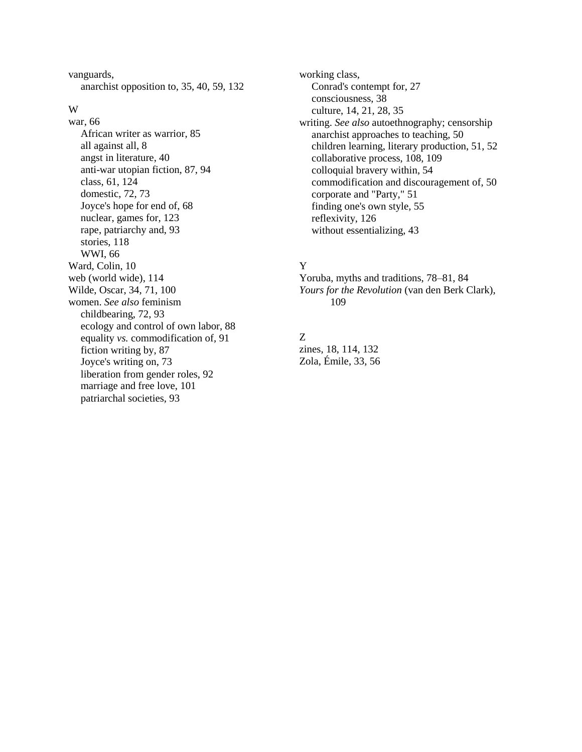vanguards,
    anarchist opposition to, 35, 40, 59, 132

W

war, 66
    African writer as warrior, 85
    all against all, 8
    angst in literature, 40
    anti-war utopian fiction, 87, 94
    class, 61, 124
    domestic, 72, 73
    Joyce's hope for end of, 68
    nuclear, games for, 123
    rape, patriarchy and, 93
    stories, 118
    WWI, 66
Ward, Colin, 10
web (world wide), 114
Wilde, Oscar, 34, 71, 100
women. *See also* feminism
    childbearing, 72, 93
    ecology and control of own labor, 88
    equality *vs.* commodification of, 91
    fiction writing by, 87
    Joyce's writing on, 73
    liberation from gender roles, 92
    marriage and free love, 101
    patriarchal societies, 93
working class,
    Conrad's contempt for, 27
    consciousness, 38
    culture, 14, 21, 28, 35
writing. *See also* autoethnography; censorship
    anarchist approaches to teaching, 50
    children learning, literary production, 51, 52
    collaborative process, 108, 109
    colloquial bravery within, 54
    commodification and discouragement of, 50
    corporate and "Party," 51
    finding one's own style, 55
    reflexivity, 126
    without essentializing, 43

Y

Yoruba, myths and traditions, 78–81, 84
*Yours for the Revolution* (van den Berk Clark), 109

Z

zines, 18, 114, 132
Zola, Émile, 33, 56